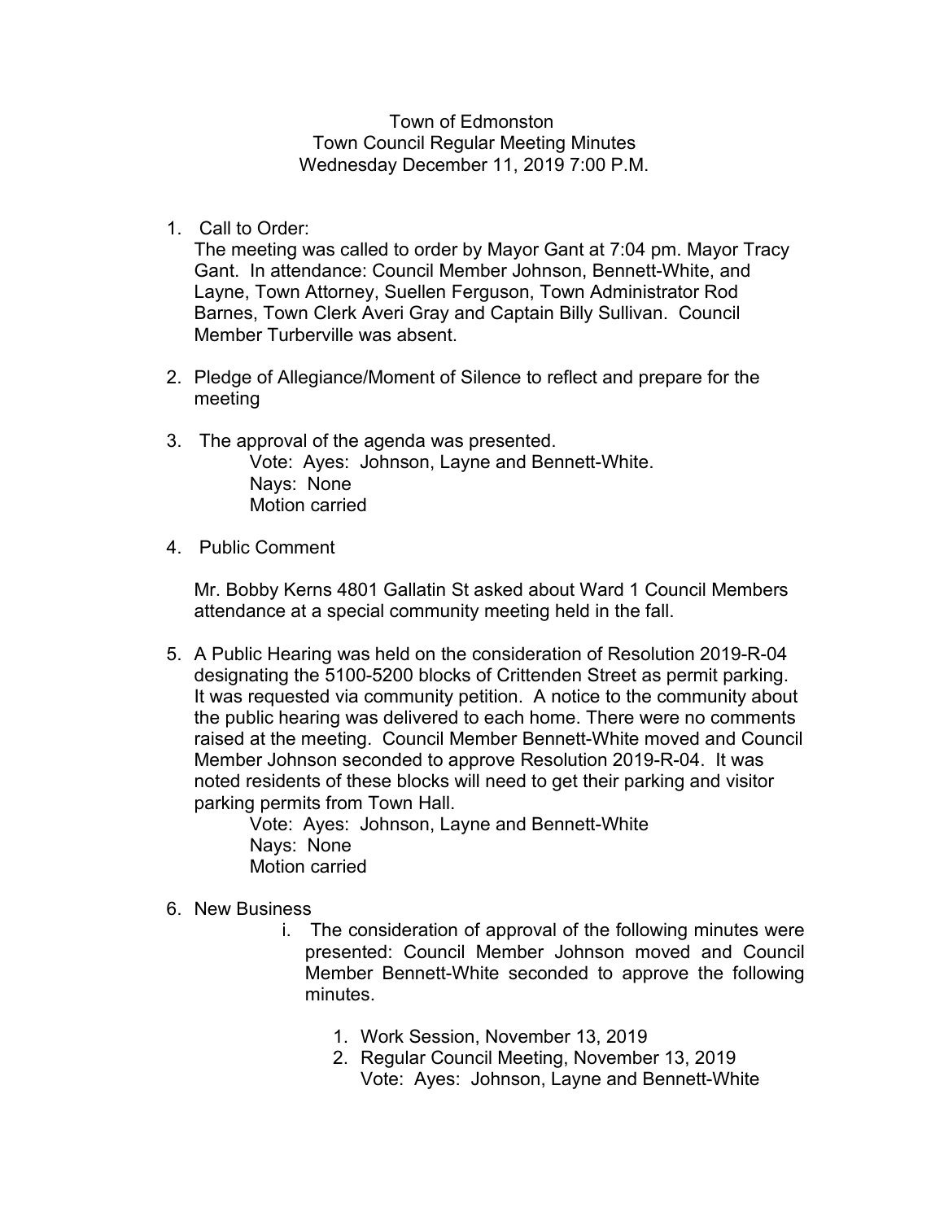Town of Edmonston
Town Council Regular Meeting Minutes
Wednesday December 11, 2019 7:00 P.M.

1. Call to Order:
   The meeting was called to order by Mayor Gant at 7:04 pm. Mayor Tracy Gant. In attendance: Council Member Johnson, Bennett-White, and Layne, Town Attorney, Suellen Ferguson, Town Administrator Rod Barnes, Town Clerk Averi Gray and Captain Billy Sullivan. Council Member Turberville was absent.

2. Pledge of Allegiance/Moment of Silence to reflect and prepare for the meeting

3. The approval of the agenda was presented.
   Vote: Ayes: Johnson, Layne and Bennett-White.
   Nays: None
   Motion carried

4. Public Comment

   Mr. Bobby Kerns 4801 Gallatin St asked about Ward 1 Council Members attendance at a special community meeting held in the fall.

5. A Public Hearing was held on the consideration of Resolution 2019-R-04 designating the 5100-5200 blocks of Crittenden Street as permit parking. It was requested via community petition. A notice to the community about the public hearing was delivered to each home. There were no comments raised at the meeting. Council Member Bennett-White moved and Council Member Johnson seconded to approve Resolution 2019-R-04. It was noted residents of these blocks will need to get their parking and visitor parking permits from Town Hall.
   Vote: Ayes: Johnson, Layne and Bennett-White
   Nays: None
   Motion carried

6. New Business
   i. The consideration of approval of the following minutes were presented: Council Member Johnson moved and Council Member Bennett-White seconded to approve the following minutes.

      1. Work Session, November 13, 2019
      2. Regular Council Meeting, November 13, 2019
         Vote: Ayes: Johnson, Layne and Bennett-White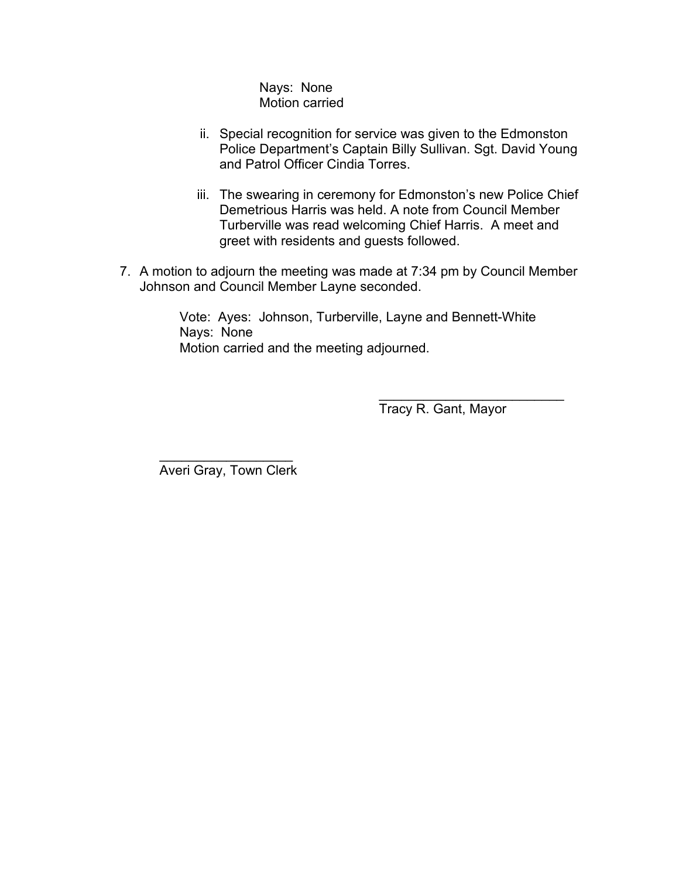Nays: None
Motion carried

ii. Special recognition for service was given to the Edmonston Police Department's Captain Billy Sullivan. Sgt. David Young and Patrol Officer Cindia Torres.

iii. The swearing in ceremony for Edmonston's new Police Chief Demetrious Harris was held. A note from Council Member Turberville was read welcoming Chief Harris. A meet and greet with residents and guests followed.

7. A motion to adjourn the meeting was made at 7:34 pm by Council Member Johnson and Council Member Layne seconded.

Vote: Ayes: Johnson, Turberville, Layne and Bennett-White
Nays: None
Motion carried and the meeting adjourned.

\_\_\_\_\_\_\_\_\_\_\_\_\_\_\_\_\_\_\_\_\_\_\_\_\_\_
Tracy R. Gant, Mayor

\_\_\_\_\_\_\_\_\_\_\_\_\_\_\_\_\_\_
Averi Gray, Town Clerk